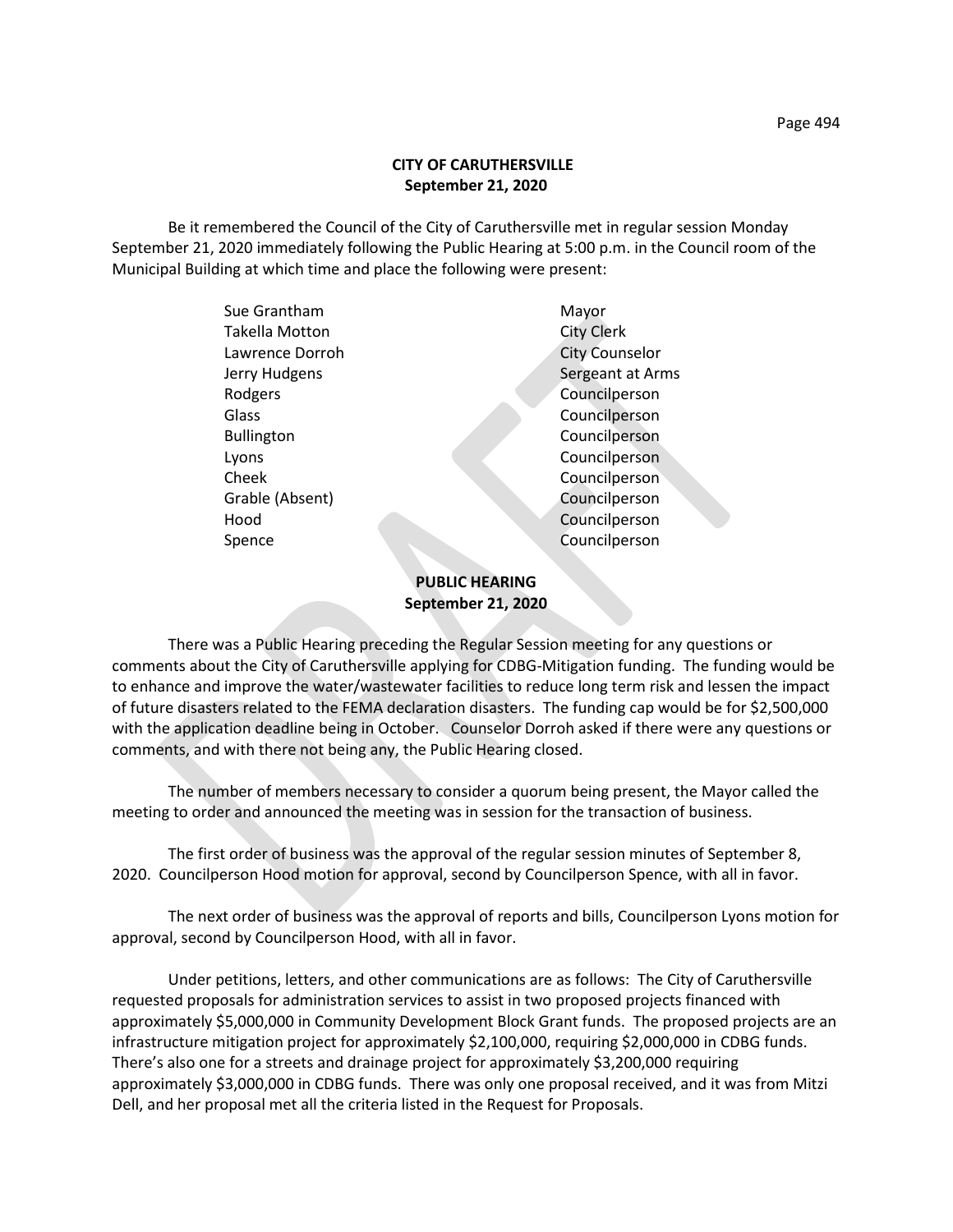**CITY OF CARUTHERSVILLE**
**September 21, 2020**

Be it remembered the Council of the City of Caruthersville met in regular session Monday September 21, 2020 immediately following the Public Hearing at 5:00 p.m. in the Council room of the Municipal Building at which time and place the following were present:

| | |
|---|---|
| Sue Grantham | Mayor |
| Takella Motton | City Clerk |
| Lawrence Dorroh | City Counselor |
| Jerry Hudgens | Sergeant at Arms |
| Rodgers | Councilperson |
| Glass | Councilperson |
| Bullington | Councilperson |
| Lyons | Councilperson |
| Cheek | Councilperson |
| Grable (Absent) | Councilperson |
| Hood | Councilperson |
| Spence | Councilperson |

**PUBLIC HEARING**
**September 21, 2020**

There was a Public Hearing preceding the Regular Session meeting for any questions or comments about the City of Caruthersville applying for CDBG-Mitigation funding. The funding would be to enhance and improve the water/wastewater facilities to reduce long term risk and lessen the impact of future disasters related to the FEMA declaration disasters. The funding cap would be for $2,500,000 with the application deadline being in October. Counselor Dorroh asked if there were any questions or comments, and with there not being any, the Public Hearing closed.

The number of members necessary to consider a quorum being present, the Mayor called the meeting to order and announced the meeting was in session for the transaction of business.

The first order of business was the approval of the regular session minutes of September 8, 2020. Councilperson Hood motion for approval, second by Councilperson Spence, with all in favor.

The next order of business was the approval of reports and bills, Councilperson Lyons motion for approval, second by Councilperson Hood, with all in favor.

Under petitions, letters, and other communications are as follows: The City of Caruthersville requested proposals for administration services to assist in two proposed projects financed with approximately $5,000,000 in Community Development Block Grant funds. The proposed projects are an infrastructure mitigation project for approximately $2,100,000, requiring $2,000,000 in CDBG funds. There's also one for a streets and drainage project for approximately $3,200,000 requiring approximately $3,000,000 in CDBG funds. There was only one proposal received, and it was from Mitzi Dell, and her proposal met all the criteria listed in the Request for Proposals.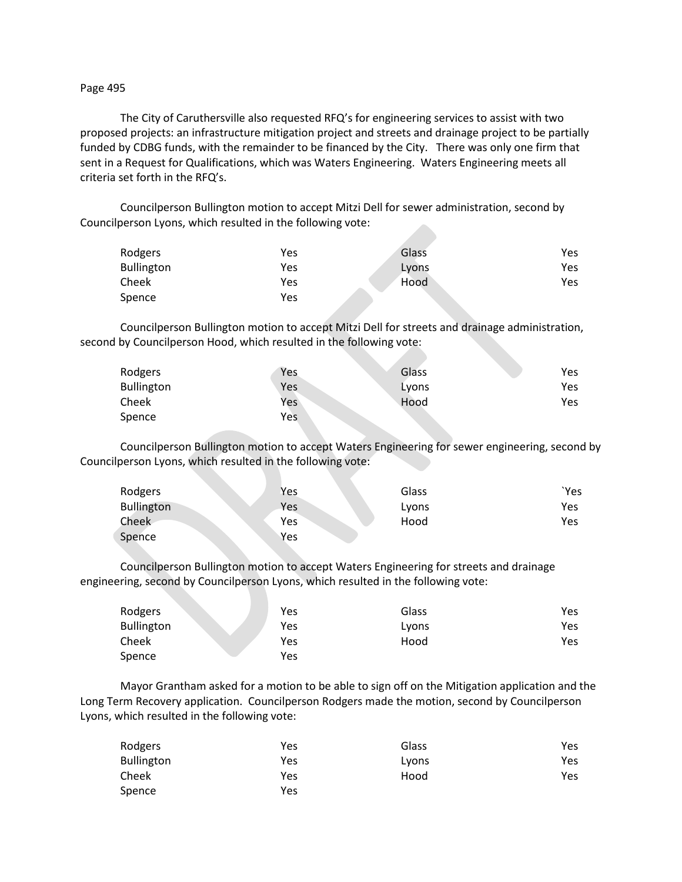The City of Caruthersville also requested RFQ's for engineering services to assist with two proposed projects: an infrastructure mitigation project and streets and drainage project to be partially funded by CDBG funds, with the remainder to be financed by the City. There was only one firm that sent in a Request for Qualifications, which was Waters Engineering. Waters Engineering meets all criteria set forth in the RFQ's.

Councilperson Bullington motion to accept Mitzi Dell for sewer administration, second by Councilperson Lyons, which resulted in the following vote:

| | | | |
|---|---|---|---|
| Rodgers | Yes | Glass | Yes |
| Bullington | Yes | Lyons | Yes |
| Cheek | Yes | Hood | Yes |
| Spence | Yes | | |

Councilperson Bullington motion to accept Mitzi Dell for streets and drainage administration, second by Councilperson Hood, which resulted in the following vote:

| | | | |
|---|---|---|---|
| Rodgers | Yes | Glass | Yes |
| Bullington | Yes | Lyons | Yes |
| Cheek | Yes | Hood | Yes |
| Spence | Yes | | |

Councilperson Bullington motion to accept Waters Engineering for sewer engineering, second by Councilperson Lyons, which resulted in the following vote:

| | | | |
|---|---|---|---|
| Rodgers | Yes | Glass | `Yes |
| Bullington | Yes | Lyons | Yes |
| Cheek | Yes | Hood | Yes |
| Spence | Yes | | |

Councilperson Bullington motion to accept Waters Engineering for streets and drainage engineering, second by Councilperson Lyons, which resulted in the following vote:

| | | | |
|---|---|---|---|
| Rodgers | Yes | Glass | Yes |
| Bullington | Yes | Lyons | Yes |
| Cheek | Yes | Hood | Yes |
| Spence | Yes | | |

Mayor Grantham asked for a motion to be able to sign off on the Mitigation application and the Long Term Recovery application. Councilperson Rodgers made the motion, second by Councilperson Lyons, which resulted in the following vote:

| | | | |
|---|---|---|---|
| Rodgers | Yes | Glass | Yes |
| Bullington | Yes | Lyons | Yes |
| Cheek | Yes | Hood | Yes |
| Spence | Yes | | |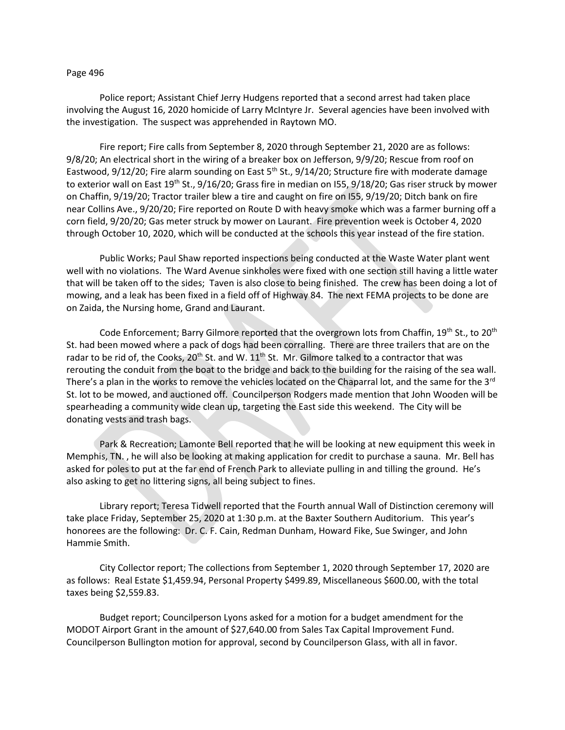Police report; Assistant Chief Jerry Hudgens reported that a second arrest had taken place involving the August 16, 2020 homicide of Larry McIntyre Jr. Several agencies have been involved with the investigation. The suspect was apprehended in Raytown MO.

Fire report; Fire calls from September 8, 2020 through September 21, 2020 are as follows: 9/8/20; An electrical short in the wiring of a breaker box on Jefferson, 9/9/20; Rescue from roof on Eastwood, 9/12/20; Fire alarm sounding on East 5th St., 9/14/20; Structure fire with moderate damage to exterior wall on East 19th St., 9/16/20; Grass fire in median on I55, 9/18/20; Gas riser struck by mower on Chaffin, 9/19/20; Tractor trailer blew a tire and caught on fire on I55, 9/19/20; Ditch bank on fire near Collins Ave., 9/20/20; Fire reported on Route D with heavy smoke which was a farmer burning off a corn field, 9/20/20; Gas meter struck by mower on Laurant. Fire prevention week is October 4, 2020 through October 10, 2020, which will be conducted at the schools this year instead of the fire station.

Public Works; Paul Shaw reported inspections being conducted at the Waste Water plant went well with no violations. The Ward Avenue sinkholes were fixed with one section still having a little water that will be taken off to the sides; Taven is also close to being finished. The crew has been doing a lot of mowing, and a leak has been fixed in a field off of Highway 84. The next FEMA projects to be done are on Zaida, the Nursing home, Grand and Laurant.

Code Enforcement; Barry Gilmore reported that the overgrown lots from Chaffin, 19th St., to 20th St. had been mowed where a pack of dogs had been corralling. There are three trailers that are on the radar to be rid of, the Cooks, 20th St. and W. 11th St. Mr. Gilmore talked to a contractor that was rerouting the conduit from the boat to the bridge and back to the building for the raising of the sea wall. There's a plan in the works to remove the vehicles located on the Chaparral lot, and the same for the 3rd St. lot to be mowed, and auctioned off. Councilperson Rodgers made mention that John Wooden will be spearheading a community wide clean up, targeting the East side this weekend. The City will be donating vests and trash bags.

Park & Recreation; Lamonte Bell reported that he will be looking at new equipment this week in Memphis, TN. , he will also be looking at making application for credit to purchase a sauna. Mr. Bell has asked for poles to put at the far end of French Park to alleviate pulling in and tilling the ground. He's also asking to get no littering signs, all being subject to fines.

Library report; Teresa Tidwell reported that the Fourth annual Wall of Distinction ceremony will take place Friday, September 25, 2020 at 1:30 p.m. at the Baxter Southern Auditorium. This year's honorees are the following: Dr. C. F. Cain, Redman Dunham, Howard Fike, Sue Swinger, and John Hammie Smith.

City Collector report; The collections from September 1, 2020 through September 17, 2020 are as follows: Real Estate $1,459.94, Personal Property $499.89, Miscellaneous $600.00, with the total taxes being $2,559.83.

Budget report; Councilperson Lyons asked for a motion for a budget amendment for the MODOT Airport Grant in the amount of $27,640.00 from Sales Tax Capital Improvement Fund. Councilperson Bullington motion for approval, second by Councilperson Glass, with all in favor.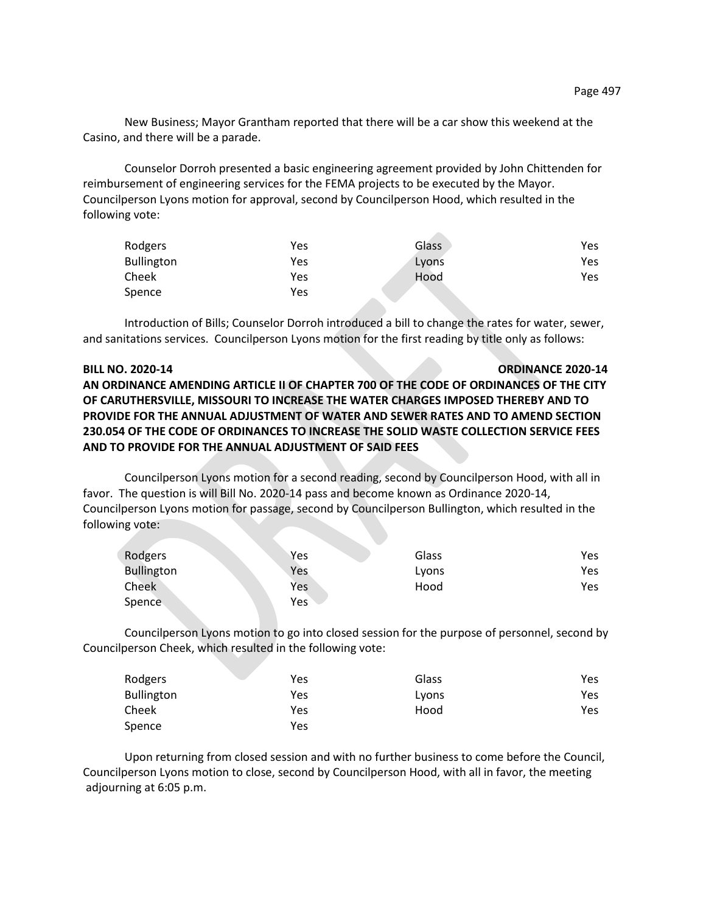New Business; Mayor Grantham reported that there will be a car show this weekend at the Casino, and there will be a parade.

Counselor Dorroh presented a basic engineering agreement provided by John Chittenden for reimbursement of engineering services for the FEMA projects to be executed by the Mayor. Councilperson Lyons motion for approval, second by Councilperson Hood, which resulted in the following vote:

| | | | |
|---|---|---|---|
| Rodgers | Yes | Glass | Yes |
| Bullington | Yes | Lyons | Yes |
| Cheek | Yes | Hood | Yes |
| Spence | Yes | | |

Introduction of Bills; Counselor Dorroh introduced a bill to change the rates for water, sewer, and sanitations services. Councilperson Lyons motion for the first reading by title only as follows:

**BILL NO. 2020-14 ORDINANCE 2020-14**

**AN ORDINANCE AMENDING ARTICLE II OF CHAPTER 700 OF THE CODE OF ORDINANCES OF THE CITY OF CARUTHERSVILLE, MISSOURI TO INCREASE THE WATER CHARGES IMPOSED THEREBY AND TO PROVIDE FOR THE ANNUAL ADJUSTMENT OF WATER AND SEWER RATES AND TO AMEND SECTION 230.054 OF THE CODE OF ORDINANCES TO INCREASE THE SOLID WASTE COLLECTION SERVICE FEES AND TO PROVIDE FOR THE ANNUAL ADJUSTMENT OF SAID FEES**

Councilperson Lyons motion for a second reading, second by Councilperson Hood, with all in favor. The question is will Bill No. 2020-14 pass and become known as Ordinance 2020-14, Councilperson Lyons motion for passage, second by Councilperson Bullington, which resulted in the following vote:

| | | | |
|---|---|---|---|
| Rodgers | Yes | Glass | Yes |
| Bullington | Yes | Lyons | Yes |
| Cheek | Yes | Hood | Yes |
| Spence | Yes | | |

Councilperson Lyons motion to go into closed session for the purpose of personnel, second by Councilperson Cheek, which resulted in the following vote:

| | | | |
|---|---|---|---|
| Rodgers | Yes | Glass | Yes |
| Bullington | Yes | Lyons | Yes |
| Cheek | Yes | Hood | Yes |
| Spence | Yes | | |

Upon returning from closed session and with no further business to come before the Council, Councilperson Lyons motion to close, second by Councilperson Hood, with all in favor, the meeting adjourning at 6:05 p.m.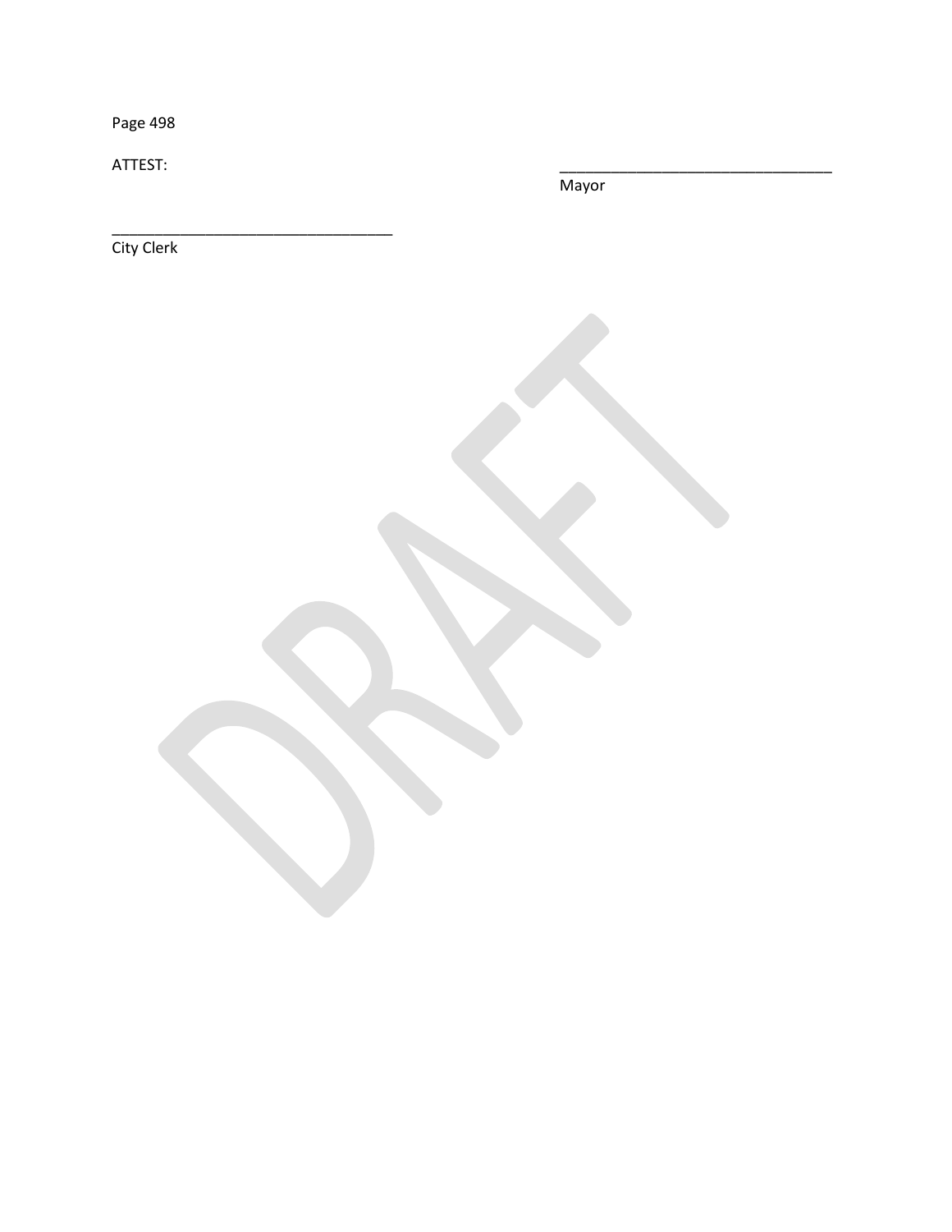Page 498

ATTEST:

_________________________________
Mayor

_________________________________
City Clerk